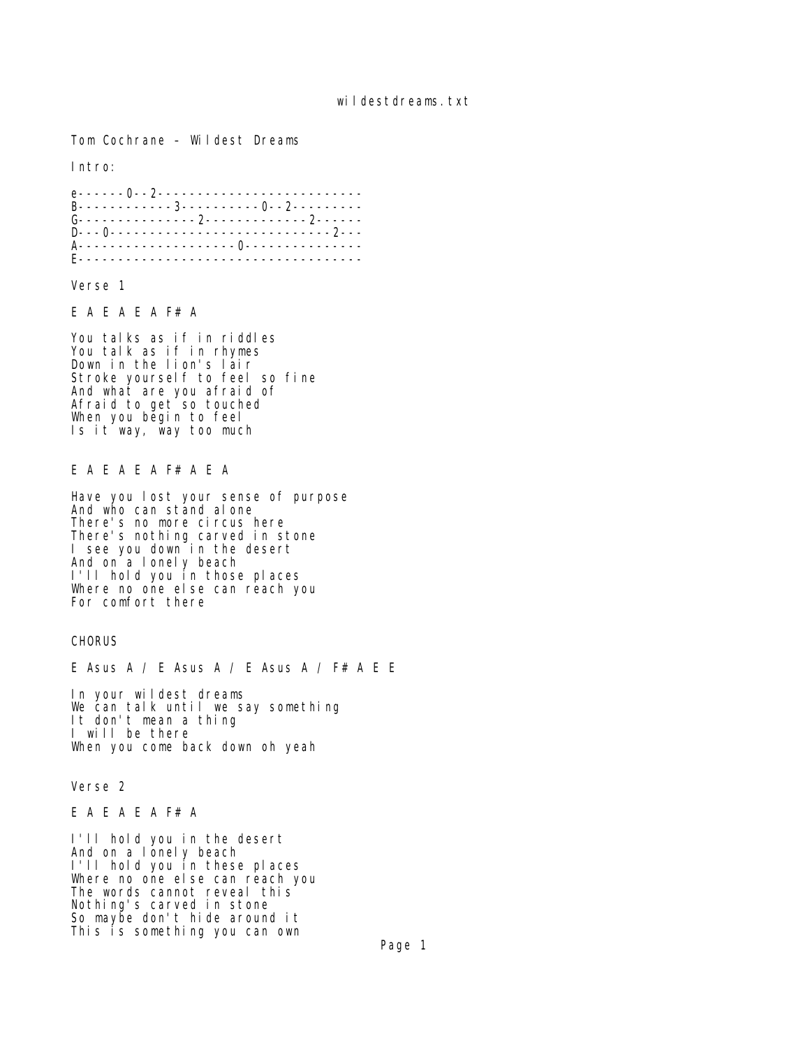Tom Cochrane – Wildest Dreams

Intro:

```
e------0--2-------------------------
B------------3----------0--2--------
G---------------2-------------2-----
D---0-----------------------------2---
A-------------------0---------------
E-----------------------------------
```

Verse 1

E A E A E A F# A

You talks as if in riddles
You talk as if in rhymes
Down in the lion's lair
Stroke yourself to feel so fine
And what are you afraid of
Afraid to get so touched
When you begin to feel
Is it way, way too much

E A E A E A F# A E A

Have you lost your sense of purpose
And who can stand alone
There's no more circus here
There's nothing carved in stone
I see you down in the desert
And on a lonely beach
I'll hold you in those places
Where no one else can reach you
For comfort there

CHORUS

E Asus A / E Asus A / E Asus A / F# A E E

In your wildest dreams
We can talk until we say something
It don't mean a thing
I will be there
When you come back down oh yeah

Verse 2

E A E A E A F# A

I'll hold you in the desert
And on a lonely beach
I'll hold you in these places
Where no one else can reach you
The words cannot reveal this
Nothing's carved in stone
So maybe don't hide around it
This is something you can own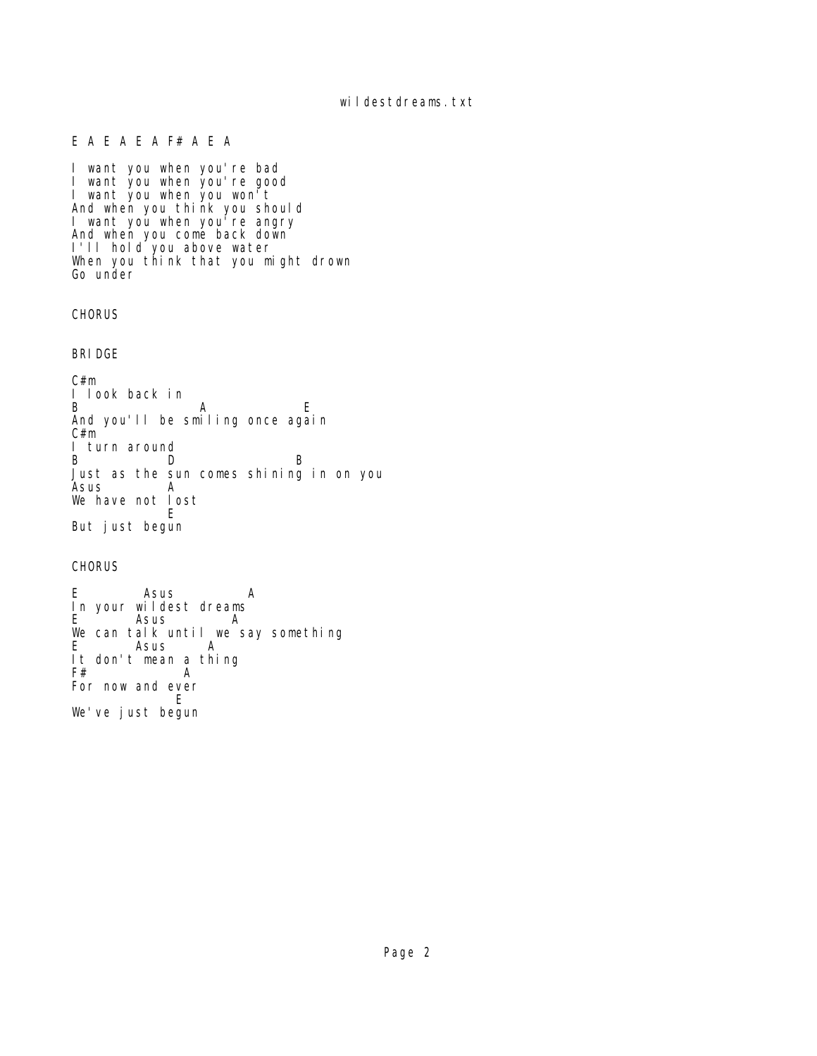```
E A E A E A F# A E A

I want you when you're bad
I want you when you're good
I want you when you won't
And when you think you should
I want you when you're angry
And when you come back down
I'll hold you above water
When you think that you might drown
Go under


CHORUS


BRIDGE

C#m
I look back in
B               A             E
And you'll be smiling once again
C#m
I turn around
B           D                  B
Just as the sun comes shining in on you
Asus        A
We have not lost
            E
But just begun


CHORUS

E         Asus          A
In your wildest dreams
E        Asus         A
We can talk until we say something
E        Asus      A
It don't mean a thing
F#            A
For now and ever
              E
We've just begun
```